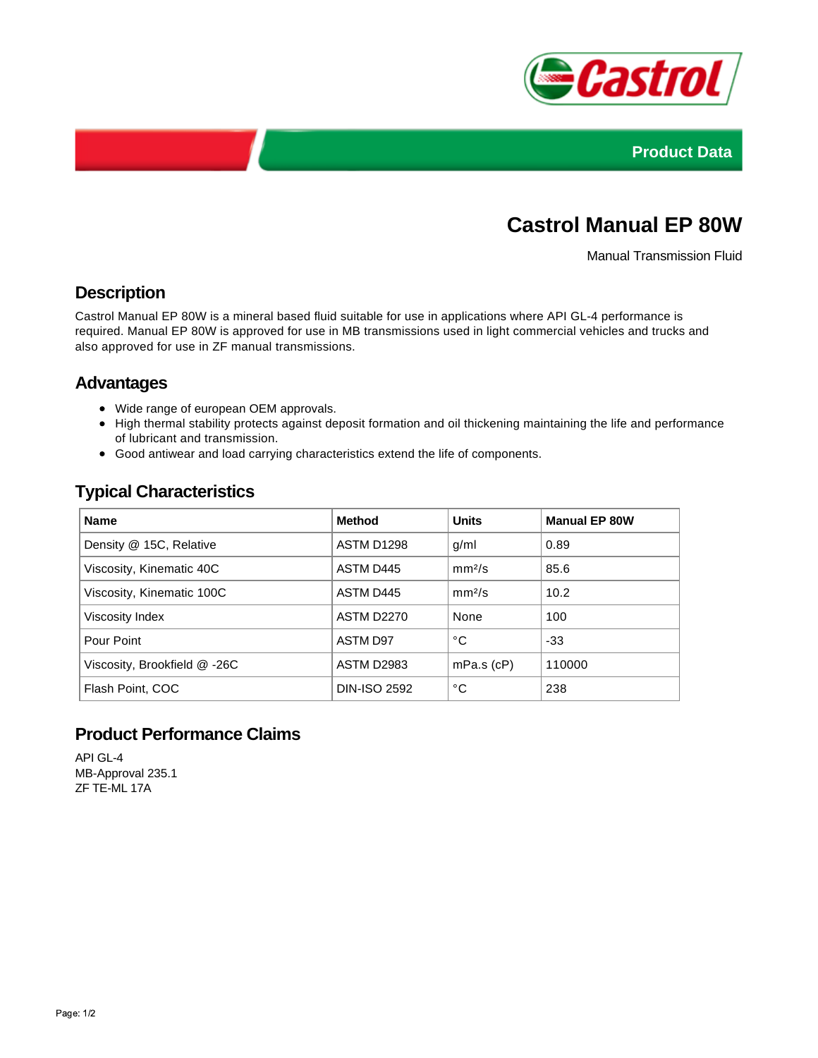Product Data

# Castrol Manual EP 80W

Manual Transmission Fluid

## Description

Castrol Manual EP 80W is a mineral based fluid suitable for use in applications where API GL-4 performance is required. Manual EP 80W is approved for use in MB transmissions used in light commercial vehicles and trucks and also approved for use in ZF manual transmissions.

## Advantages

- Wide range of european OEM approvals.
- High thermal stability protects against deposit formation and oil thickening maintaining the life and performance of lubricant and transmission.
- Good antiwear and load carrying characteristics extend the life of components.

## Typical Characteristics

| Name | Method | Units | Manual EP 80W |
|---|---|---|---|
| Density @ 15C, Relative | ASTM D1298 | g/ml | 0.89 |
| Viscosity, Kinematic 40C | ASTM D445 | $mm^2/s$ | 85.6 |
| Viscosity, Kinematic 100C | ASTM D445 | $mm^2/s$ | 10.2 |
| Viscosity Index | ASTM D2270 | None | 100 |
| Pour Point | ASTM D97 | °C | -33 |
| Viscosity, Brookfield @ -26C | ASTM D2983 | mPa.s (cP) | 110000 |
| Flash Point, COC | DIN-ISO 2592 | °C | 238 |

## Product Performance Claims

API GL-4
MB-Approval 235.1
ZF TE-ML 17A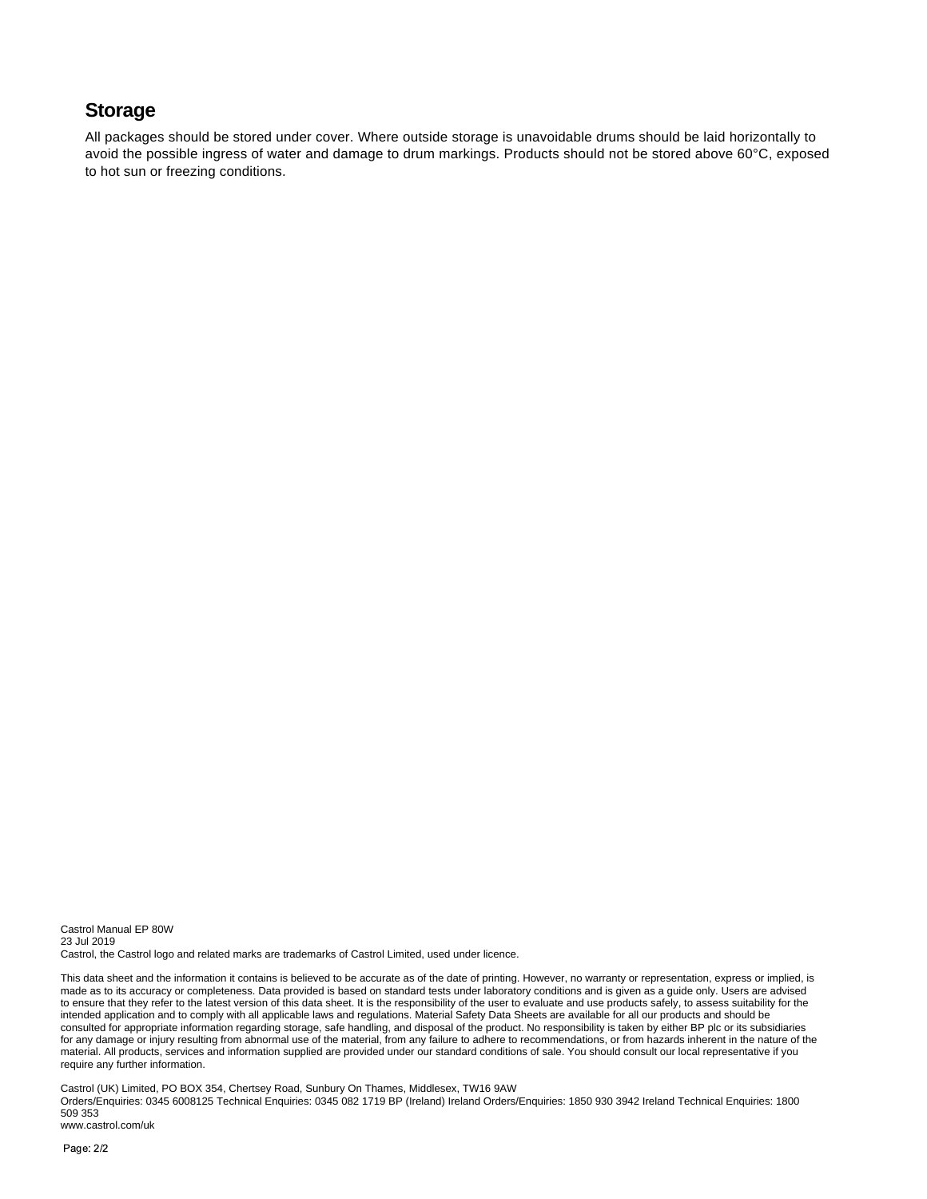## Storage

All packages should be stored under cover. Where outside storage is unavoidable drums should be laid horizontally to avoid the possible ingress of water and damage to drum markings. Products should not be stored above 60°C, exposed to hot sun or freezing conditions.

Castrol Manual EP 80W
23 Jul 2019
Castrol, the Castrol logo and related marks are trademarks of Castrol Limited, used under licence.

This data sheet and the information it contains is believed to be accurate as of the date of printing. However, no warranty or representation, express or implied, is made as to its accuracy or completeness. Data provided is based on standard tests under laboratory conditions and is given as a guide only. Users are advised to ensure that they refer to the latest version of this data sheet. It is the responsibility of the user to evaluate and use products safely, to assess suitability for the intended application and to comply with all applicable laws and regulations. Material Safety Data Sheets are available for all our products and should be consulted for appropriate information regarding storage, safe handling, and disposal of the product. No responsibility is taken by either BP plc or its subsidiaries for any damage or injury resulting from abnormal use of the material, from any failure to adhere to recommendations, or from hazards inherent in the nature of the material. All products, services and information supplied are provided under our standard conditions of sale. You should consult our local representative if you require any further information.

Castrol (UK) Limited, PO BOX 354, Chertsey Road, Sunbury On Thames, Middlesex, TW16 9AW
Orders/Enquiries: 0345 6008125 Technical Enquiries: 0345 082 1719 BP (Ireland) Ireland Orders/Enquiries: 1850 930 3942 Ireland Technical Enquiries: 1800 509 353
www.castrol.com/uk